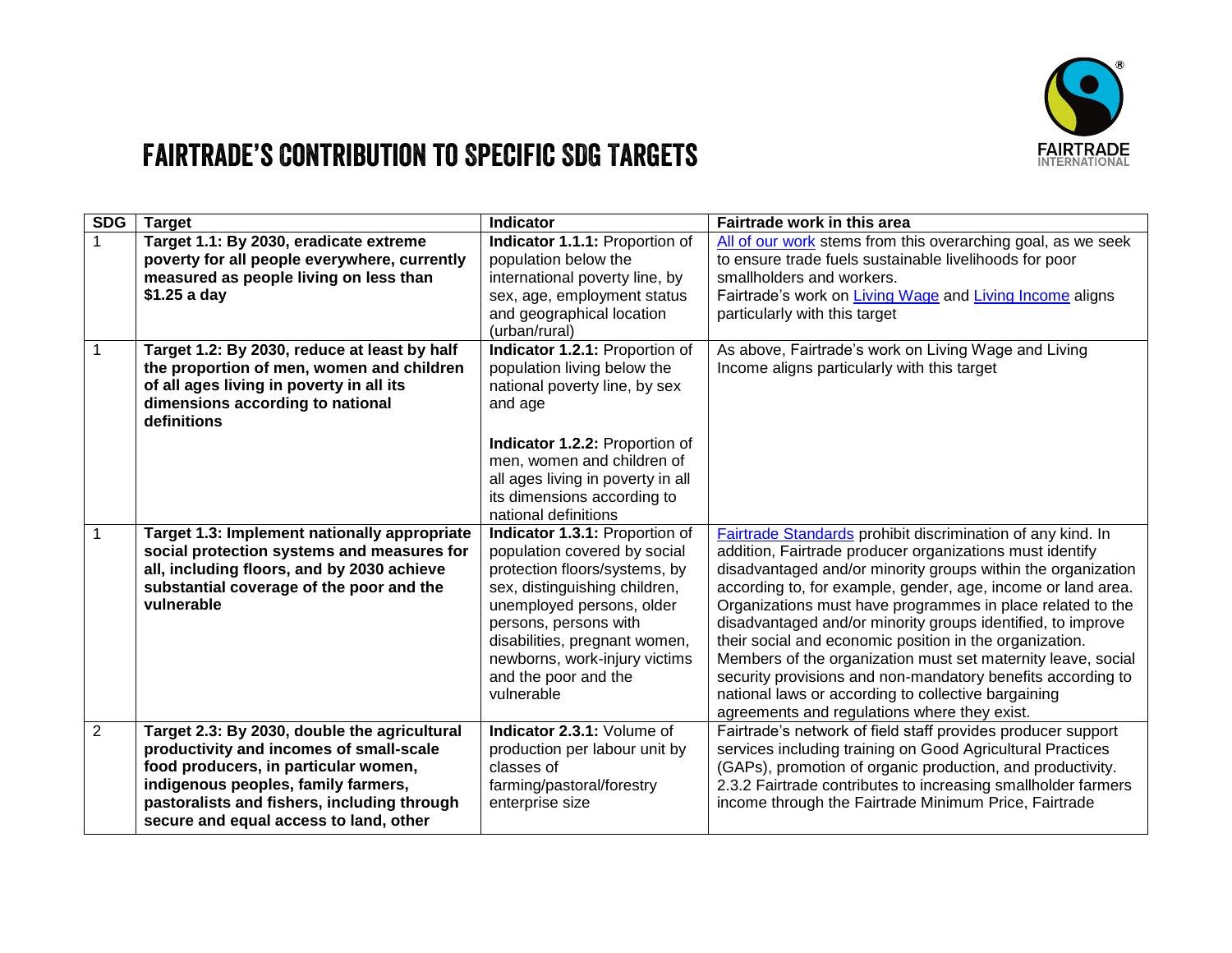# FAIRTRADE'S CONTRIBUTION TO SPECIFIC SDG TARGETS

| SDG | Target | Indicator | Fairtrade work in this area |
|---|---|---|---|
| 1 | **Target 1.1: By 2030, eradicate extreme poverty for all people everywhere, currently measured as people living on less than $1.25 a day** | **Indicator 1.1.1:** Proportion of population below the international poverty line, by sex, age, employment status and geographical location (urban/rural) | All of our work stems from this overarching goal, as we seek to ensure trade fuels sustainable livelihoods for poor smallholders and workers. Fairtrade's work on Living Wage and Living Income aligns particularly with this target |
| 1 | **Target 1.2: By 2030, reduce at least by half the proportion of men, women and children of all ages living in poverty in all its dimensions according to national definitions** | **Indicator 1.2.1:** Proportion of population living below the national poverty line, by sex and age<br><br>**Indicator 1.2.2:** Proportion of men, women and children of all ages living in poverty in all its dimensions according to national definitions | As above, Fairtrade's work on Living Wage and Living Income aligns particularly with this target |
| 1 | **Target 1.3: Implement nationally appropriate social protection systems and measures for all, including floors, and by 2030 achieve substantial coverage of the poor and the vulnerable** | **Indicator 1.3.1:** Proportion of population covered by social protection floors/systems, by sex, distinguishing children, unemployed persons, older persons, persons with disabilities, pregnant women, newborns, work-injury victims and the poor and the vulnerable | Fairtrade Standards prohibit discrimination of any kind. In addition, Fairtrade producer organizations must identify disadvantaged and/or minority groups within the organization according to, for example, gender, age, income or land area. Organizations must have programmes in place related to the disadvantaged and/or minority groups identified, to improve their social and economic position in the organization. Members of the organization must set maternity leave, social security provisions and non-mandatory benefits according to national laws or according to collective bargaining agreements and regulations where they exist. |
| 2 | **Target 2.3: By 2030, double the agricultural productivity and incomes of small-scale food producers, in particular women, indigenous peoples, family farmers, pastoralists and fishers, including through secure and equal access to land, other** | **Indicator 2.3.1:** Volume of production per labour unit by classes of farming/pastoral/forestry enterprise size | Fairtrade's network of field staff provides producer support services including training on Good Agricultural Practices (GAPs), promotion of organic production, and productivity.<br>2.3.2 Fairtrade contributes to increasing smallholder farmers income through the Fairtrade Minimum Price, Fairtrade |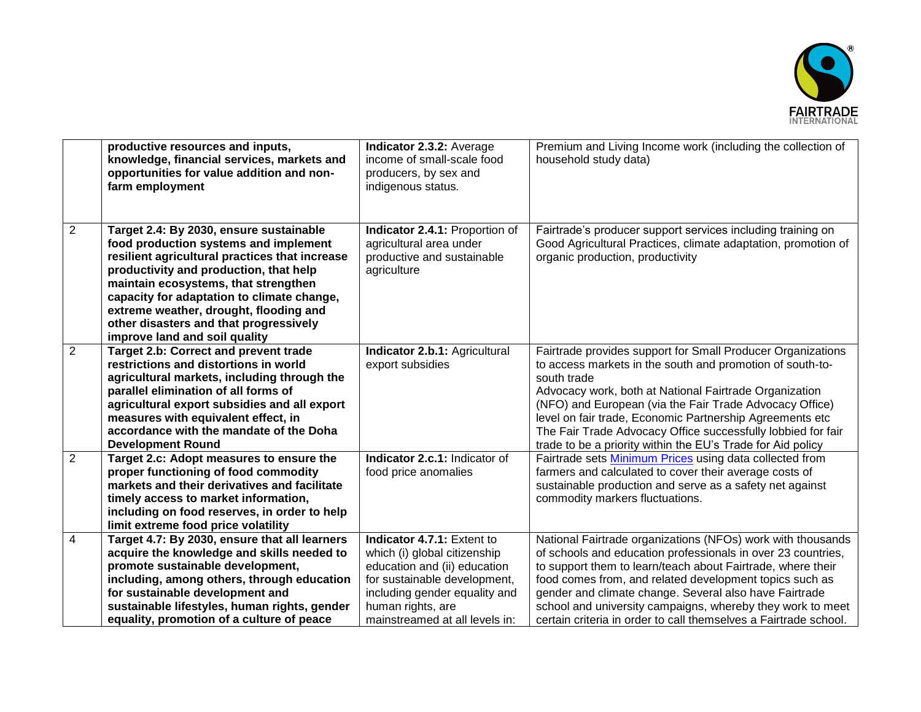| | | | |
|---|---|---|---|
| | **productive resources and inputs, knowledge, financial services, markets and opportunities for value addition and non-farm employment** | **Indicator 2.3.2:** Average income of small-scale food producers, by sex and indigenous status. | Premium and Living Income work (including the collection of household study data) |
| 2 | **Target 2.4: By 2030, ensure sustainable food production systems and implement resilient agricultural practices that increase productivity and production, that help maintain ecosystems, that strengthen capacity for adaptation to climate change, extreme weather, drought, flooding and other disasters and that progressively improve land and soil quality** | **Indicator 2.4.1:** Proportion of agricultural area under productive and sustainable agriculture | Fairtrade's producer support services including training on Good Agricultural Practices, climate adaptation, promotion of organic production, productivity |
| 2 | **Target 2.b: Correct and prevent trade restrictions and distortions in world agricultural markets, including through the parallel elimination of all forms of agricultural export subsidies and all export measures with equivalent effect, in accordance with the mandate of the Doha Development Round** | **Indicator 2.b.1:** Agricultural export subsidies | Fairtrade provides support for Small Producer Organizations to access markets in the south and promotion of south-to-south trade<br>Advocacy work, both at National Fairtrade Organization (NFO) and European (via the Fair Trade Advocacy Office) level on fair trade, Economic Partnership Agreements etc<br>The Fair Trade Advocacy Office successfully lobbied for fair trade to be a priority within the EU's Trade for Aid policy |
| 2 | **Target 2.c: Adopt measures to ensure the proper functioning of food commodity markets and their derivatives and facilitate timely access to market information, including on food reserves, in order to help limit extreme food price volatility** | **Indicator 2.c.1:** Indicator of food price anomalies | Fairtrade sets Minimum Prices using data collected from farmers and calculated to cover their average costs of sustainable production and serve as a safety net against commodity markers fluctuations. |
| 4 | **Target 4.7: By 2030, ensure that all learners acquire the knowledge and skills needed to promote sustainable development, including, among others, through education for sustainable development and sustainable lifestyles, human rights, gender equality, promotion of a culture of peace** | **Indicator 4.7.1:** Extent to which (i) global citizenship education and (ii) education for sustainable development, including gender equality and human rights, are mainstreamed at all levels in: | National Fairtrade organizations (NFOs) work with thousands of schools and education professionals in over 23 countries, to support them to learn/teach about Fairtrade, where their food comes from, and related development topics such as gender and climate change. Several also have Fairtrade school and university campaigns, whereby they work to meet certain criteria in order to call themselves a Fairtrade school. |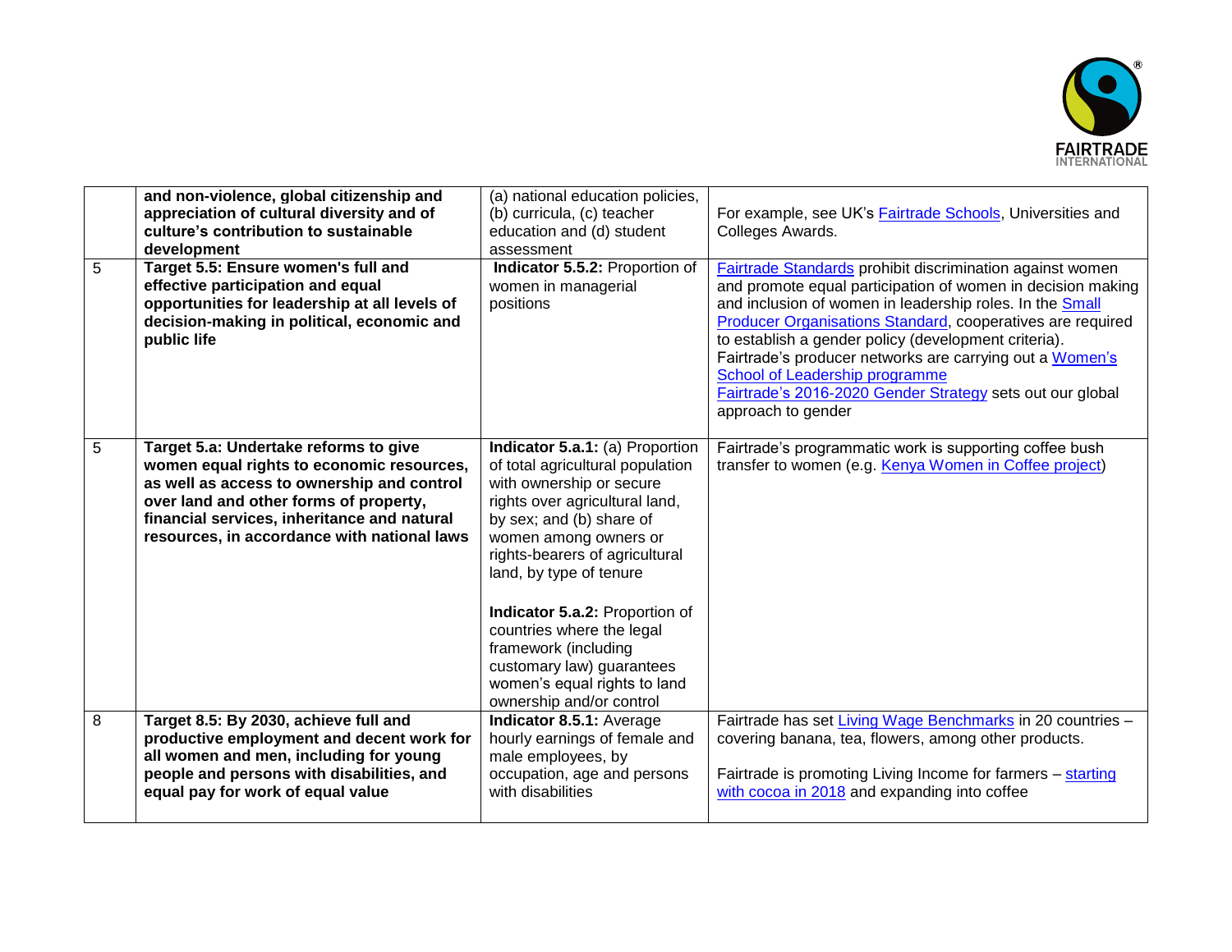| | | | |
|---|---|---|---|
| | **and non-violence, global citizenship and appreciation of cultural diversity and of culture's contribution to sustainable development** | (a) national education policies, (b) curricula, (c) teacher education and (d) student assessment | For example, see UK's Fairtrade Schools, Universities and Colleges Awards. |
| 5 | **Target 5.5: Ensure women's full and effective participation and equal opportunities for leadership at all levels of decision-making in political, economic and public life** | **Indicator 5.5.2:** Proportion of women in managerial positions | Fairtrade Standards prohibit discrimination against women and promote equal participation of women in decision making and inclusion of women in leadership roles. In the Small Producer Organisations Standard, cooperatives are required to establish a gender policy (development criteria). Fairtrade's producer networks are carrying out a Women's School of Leadership programme<br>Fairtrade's 2016-2020 Gender Strategy sets out our global approach to gender |
| 5 | **Target 5.a: Undertake reforms to give women equal rights to economic resources, as well as access to ownership and control over land and other forms of property, financial services, inheritance and natural resources, in accordance with national laws** | **Indicator 5.a.1:** (a) Proportion of total agricultural population with ownership or secure rights over agricultural land, by sex; and (b) share of women among owners or rights-bearers of agricultural land, by type of tenure<br><br>**Indicator 5.a.2:** Proportion of countries where the legal framework (including customary law) guarantees women's equal rights to land ownership and/or control | Fairtrade's programmatic work is supporting coffee bush transfer to women (e.g. Kenya Women in Coffee project) |
| 8 | **Target 8.5: By 2030, achieve full and productive employment and decent work for all women and men, including for young people and persons with disabilities, and equal pay for work of equal value** | **Indicator 8.5.1:** Average hourly earnings of female and male employees, by occupation, age and persons with disabilities | Fairtrade has set Living Wage Benchmarks in 20 countries – covering banana, tea, flowers, among other products.<br><br>Fairtrade is promoting Living Income for farmers – starting with cocoa in 2018 and expanding into coffee |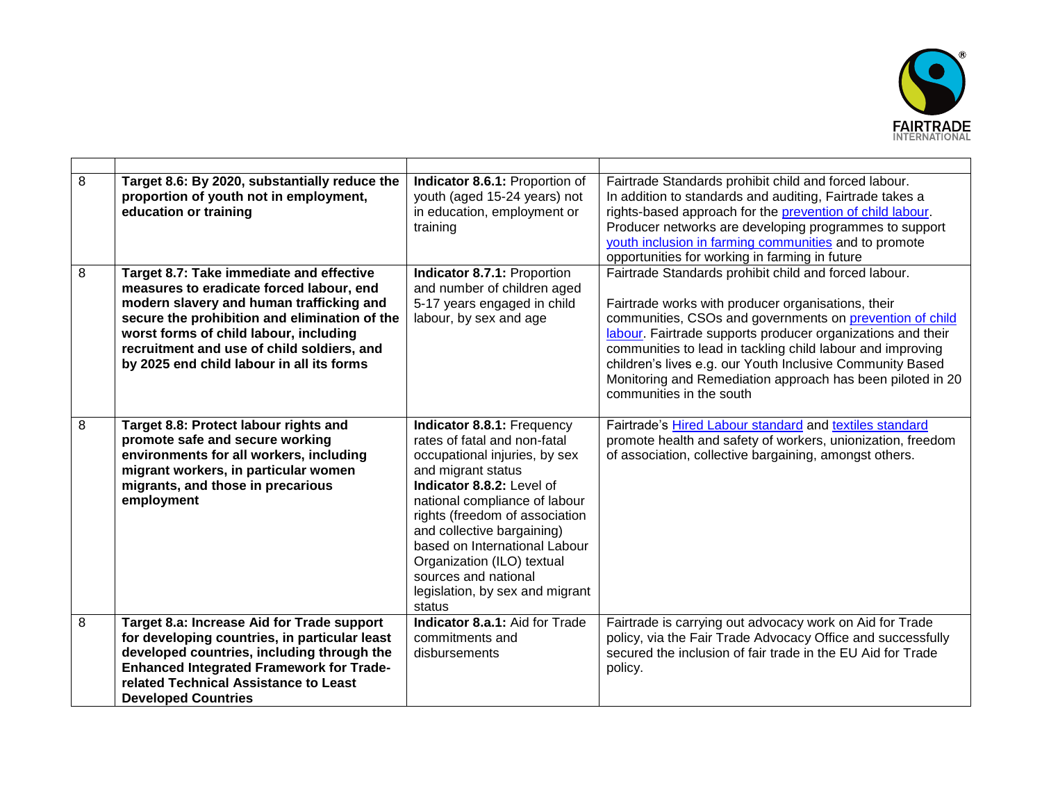| | | | |
|---|---|---|---|
| 8 | **Target 8.6: By 2020, substantially reduce the proportion of youth not in employment, education or training** | **Indicator 8.6.1:** Proportion of youth (aged 15-24 years) not in education, employment or training | Fairtrade Standards prohibit child and forced labour.<br>In addition to standards and auditing, Fairtrade takes a rights-based approach for the prevention of child labour. Producer networks are developing programmes to support youth inclusion in farming communities and to promote opportunities for working in farming in future |
| 8 | **Target 8.7: Take immediate and effective measures to eradicate forced labour, end modern slavery and human trafficking and secure the prohibition and elimination of the worst forms of child labour, including recruitment and use of child soldiers, and by 2025 end child labour in all its forms** | **Indicator 8.7.1:** Proportion and number of children aged 5-17 years engaged in child labour, by sex and age | Fairtrade Standards prohibit child and forced labour.<br><br>Fairtrade works with producer organisations, their communities, CSOs and governments on prevention of child labour. Fairtrade supports producer organizations and their communities to lead in tackling child labour and improving children's lives e.g. our Youth Inclusive Community Based Monitoring and Remediation approach has been piloted in 20 communities in the south |
| 8 | **Target 8.8: Protect labour rights and promote safe and secure working environments for all workers, including migrant workers, in particular women migrants, and those in precarious employment** | **Indicator 8.8.1:** Frequency rates of fatal and non-fatal occupational injuries, by sex and migrant status<br>**Indicator 8.8.2:** Level of national compliance of labour rights (freedom of association and collective bargaining) based on International Labour Organization (ILO) textual sources and national legislation, by sex and migrant status | Fairtrade's Hired Labour standard and textiles standard promote health and safety of workers, unionization, freedom of association, collective bargaining, amongst others. |
| 8 | **Target 8.a: Increase Aid for Trade support for developing countries, in particular least developed countries, including through the Enhanced Integrated Framework for Trade-related Technical Assistance to Least Developed Countries** | **Indicator 8.a.1:** Aid for Trade commitments and disbursements | Fairtrade is carrying out advocacy work on Aid for Trade policy, via the Fair Trade Advocacy Office and successfully secured the inclusion of fair trade in the EU Aid for Trade policy. |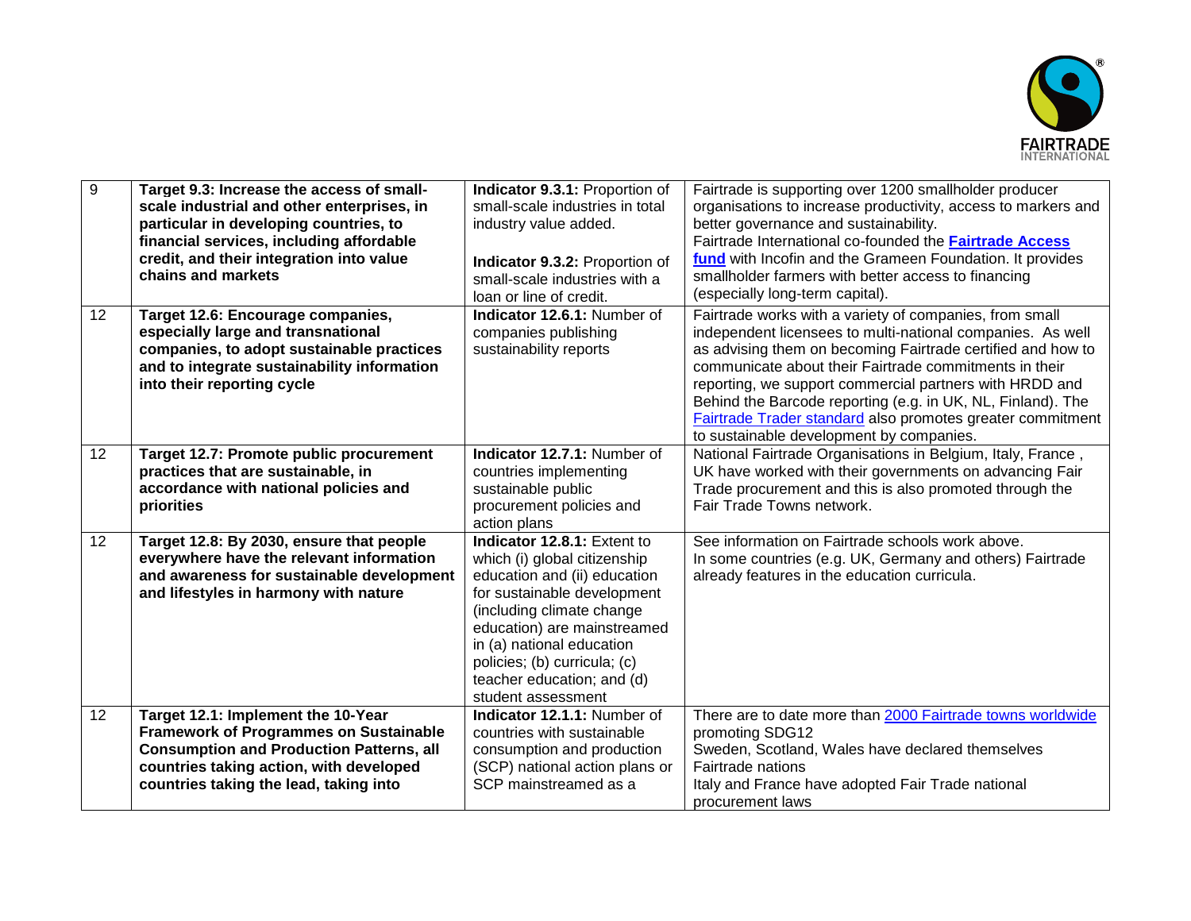| | | | |
|---|---|---|---|
| 9 | **Target 9.3: Increase the access of small-scale industrial and other enterprises, in particular in developing countries, to financial services, including affordable credit, and their integration into value chains and markets** | **Indicator 9.3.1:** Proportion of small-scale industries in total industry value added.<br><br>**Indicator 9.3.2:** Proportion of small-scale industries with a loan or line of credit. | Fairtrade is supporting over 1200 smallholder producer organisations to increase productivity, access to markers and better governance and sustainability.<br>Fairtrade International co-founded the **Fairtrade Access fund** with Incofin and the Grameen Foundation. It provides smallholder farmers with better access to financing (especially long-term capital). |
| 12 | **Target 12.6: Encourage companies, especially large and transnational companies, to adopt sustainable practices and to integrate sustainability information into their reporting cycle** | **Indicator 12.6.1:** Number of companies publishing sustainability reports | Fairtrade works with a variety of companies, from small independent licensees to multi-national companies. As well as advising them on becoming Fairtrade certified and how to communicate about their Fairtrade commitments in their reporting, we support commercial partners with HRDD and Behind the Barcode reporting (e.g. in UK, NL, Finland). The Fairtrade Trader standard also promotes greater commitment to sustainable development by companies. |
| 12 | **Target 12.7: Promote public procurement practices that are sustainable, in accordance with national policies and priorities** | **Indicator 12.7.1:** Number of countries implementing sustainable public procurement policies and action plans | National Fairtrade Organisations in Belgium, Italy, France , UK have worked with their governments on advancing Fair Trade procurement and this is also promoted through the Fair Trade Towns network. |
| 12 | **Target 12.8: By 2030, ensure that people everywhere have the relevant information and awareness for sustainable development and lifestyles in harmony with nature** | **Indicator 12.8.1:** Extent to which (i) global citizenship education and (ii) education for sustainable development (including climate change education) are mainstreamed in (a) national education policies; (b) curricula; (c) teacher education; and (d) student assessment | See information on Fairtrade schools work above.<br>In some countries (e.g. UK, Germany and others) Fairtrade already features in the education curricula. |
| 12 | **Target 12.1: Implement the 10-Year Framework of Programmes on Sustainable Consumption and Production Patterns, all countries taking action, with developed countries taking the lead, taking into** | **Indicator 12.1.1:** Number of countries with sustainable consumption and production (SCP) national action plans or SCP mainstreamed as a | There are to date more than 2000 Fairtrade towns worldwide promoting SDG12<br>Sweden, Scotland, Wales have declared themselves Fairtrade nations<br>Italy and France have adopted Fair Trade national procurement laws |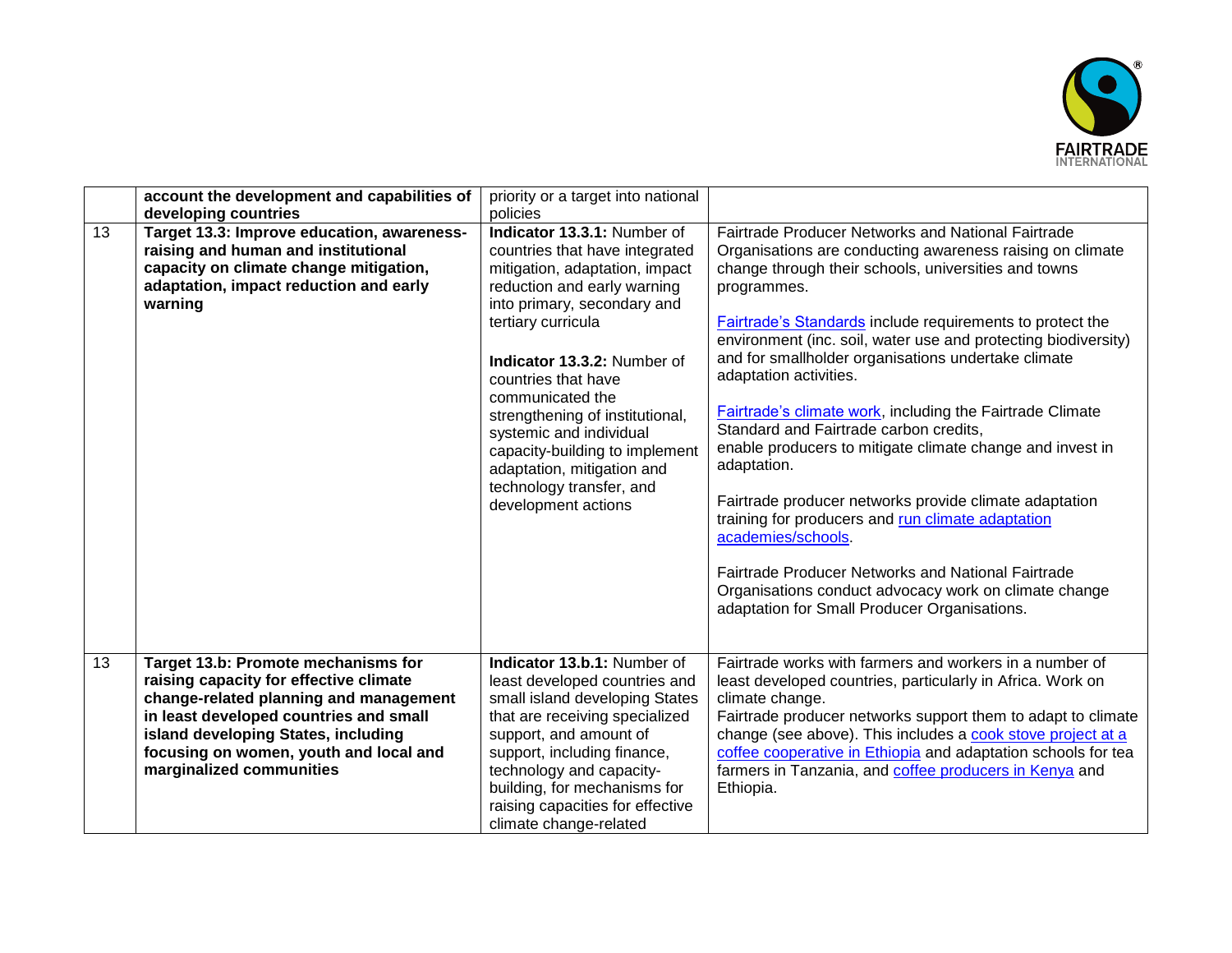| | | | |
|---|---|---|---|
| | **account the development and capabilities of developing countries** | priority or a target into national policies | |
| 13 | **Target 13.3: Improve education, awareness-raising and human and institutional capacity on climate change mitigation, adaptation, impact reduction and early warning** | **Indicator 13.3.1:** Number of countries that have integrated mitigation, adaptation, impact reduction and early warning into primary, secondary and tertiary curricula<br><br>**Indicator 13.3.2:** Number of countries that have communicated the strengthening of institutional, systemic and individual capacity-building to implement adaptation, mitigation and technology transfer, and development actions | Fairtrade Producer Networks and National Fairtrade Organisations are conducting awareness raising on climate change through their schools, universities and towns programmes.<br><br>Fairtrade's Standards include requirements to protect the environment (inc. soil, water use and protecting biodiversity) and for smallholder organisations undertake climate adaptation activities.<br><br>Fairtrade's climate work, including the Fairtrade Climate Standard and Fairtrade carbon credits, enable producers to mitigate climate change and invest in adaptation.<br><br>Fairtrade producer networks provide climate adaptation training for producers and run climate adaptation academies/schools.<br><br>Fairtrade Producer Networks and National Fairtrade Organisations conduct advocacy work on climate change adaptation for Small Producer Organisations. |
| 13 | **Target 13.b: Promote mechanisms for raising capacity for effective climate change-related planning and management in least developed countries and small island developing States, including focusing on women, youth and local and marginalized communities** | **Indicator 13.b.1:** Number of least developed countries and small island developing States that are receiving specialized support, and amount of support, including finance, technology and capacity-building, for mechanisms for raising capacities for effective climate change-related | Fairtrade works with farmers and workers in a number of least developed countries, particularly in Africa. Work on climate change.<br>Fairtrade producer networks support them to adapt to climate change (see above). This includes a cook stove project at a coffee cooperative in Ethiopia and adaptation schools for tea farmers in Tanzania, and coffee producers in Kenya and Ethiopia. |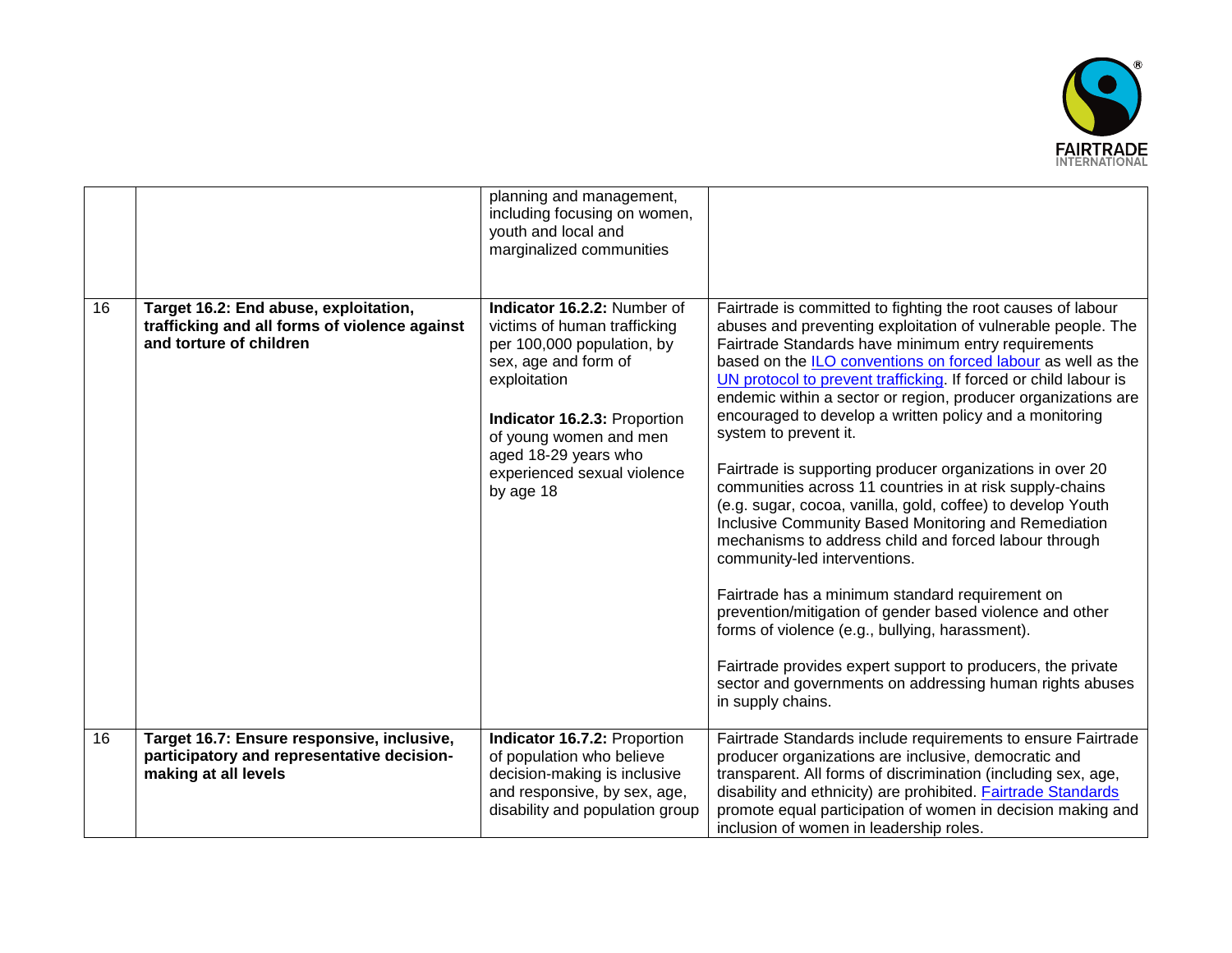| | | | |
|---|---|---|---|
| | | planning and management, including focusing on women, youth and local and marginalized communities | |
| 16 | **Target 16.2: End abuse, exploitation, trafficking and all forms of violence against and torture of children** | **Indicator 16.2.2:** Number of victims of human trafficking per 100,000 population, by sex, age and form of exploitation<br><br>**Indicator 16.2.3:** Proportion of young women and men aged 18-29 years who experienced sexual violence by age 18 | Fairtrade is committed to fighting the root causes of labour abuses and preventing exploitation of vulnerable people. The Fairtrade Standards have minimum entry requirements based on the [ILO conventions on forced labour](https://www.ilo.org/) as well as the [UN protocol to prevent trafficking](https://www.ohchr.org/). If forced or child labour is endemic within a sector or region, producer organizations are encouraged to develop a written policy and a monitoring system to prevent it.<br><br>Fairtrade is supporting producer organizations in over 20 communities across 11 countries in at risk supply-chains (e.g. sugar, cocoa, vanilla, gold, coffee) to develop Youth Inclusive Community Based Monitoring and Remediation mechanisms to address child and forced labour through community-led interventions.<br><br>Fairtrade has a minimum standard requirement on prevention/mitigation of gender based violence and other forms of violence (e.g., bullying, harassment).<br><br>Fairtrade provides expert support to producers, the private sector and governments on addressing human rights abuses in supply chains. |
| 16 | **Target 16.7: Ensure responsive, inclusive, participatory and representative decision-making at all levels** | **Indicator 16.7.2:** Proportion of population who believe decision-making is inclusive and responsive, by sex, age, disability and population group | Fairtrade Standards include requirements to ensure Fairtrade producer organizations are inclusive, democratic and transparent. All forms of discrimination (including sex, age, disability and ethnicity) are prohibited. [Fairtrade Standards](https://www.fairtrade.net/) promote equal participation of women in decision making and inclusion of women in leadership roles. |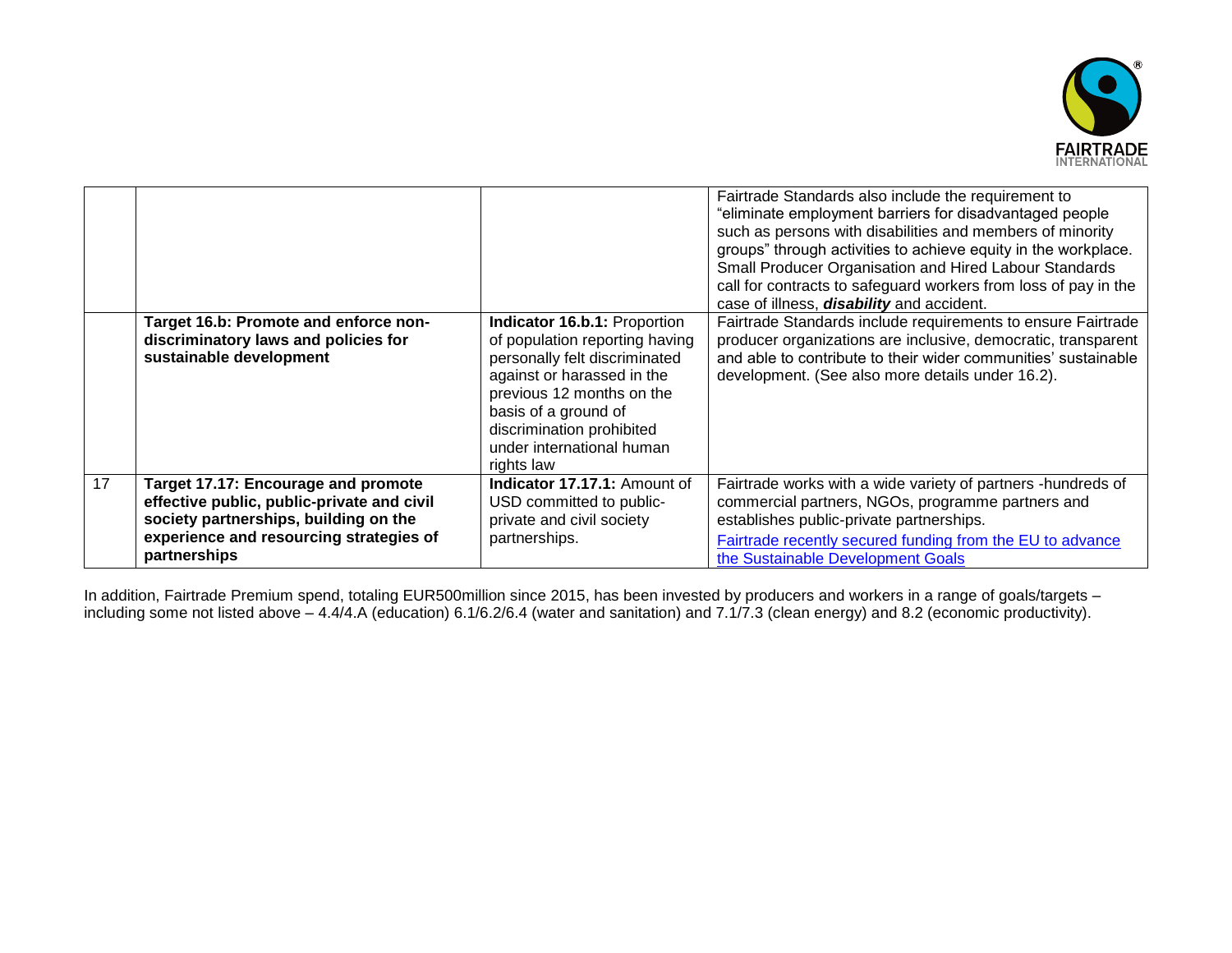| | | | |
|---|---|---|---|
| | | | Fairtrade Standards also include the requirement to "eliminate employment barriers for disadvantaged people such as persons with disabilities and members of minority groups" through activities to achieve equity in the workplace. Small Producer Organisation and Hired Labour Standards call for contracts to safeguard workers from loss of pay in the case of illness, ***disability*** and accident. |
| | **Target 16.b: Promote and enforce non-discriminatory laws and policies for sustainable development** | **Indicator 16.b.1:** Proportion of population reporting having personally felt discriminated against or harassed in the previous 12 months on the basis of a ground of discrimination prohibited under international human rights law | Fairtrade Standards include requirements to ensure Fairtrade producer organizations are inclusive, democratic, transparent and able to contribute to their wider communities' sustainable development. (See also more details under 16.2). |
| 17 | **Target 17.17: Encourage and promote effective public, public-private and civil society partnerships, building on the experience and resourcing strategies of partnerships** | **Indicator 17.17.1:** Amount of USD committed to public-private and civil society partnerships. | Fairtrade works with a wide variety of partners -hundreds of commercial partners, NGOs, programme partners and establishes public-private partnerships.<br>Fairtrade recently secured funding from the EU to advance the Sustainable Development Goals |

In addition, Fairtrade Premium spend, totaling EUR500million since 2015, has been invested by producers and workers in a range of goals/targets – including some not listed above – 4.4/4.A (education) 6.1/6.2/6.4 (water and sanitation) and 7.1/7.3 (clean energy) and 8.2 (economic productivity).